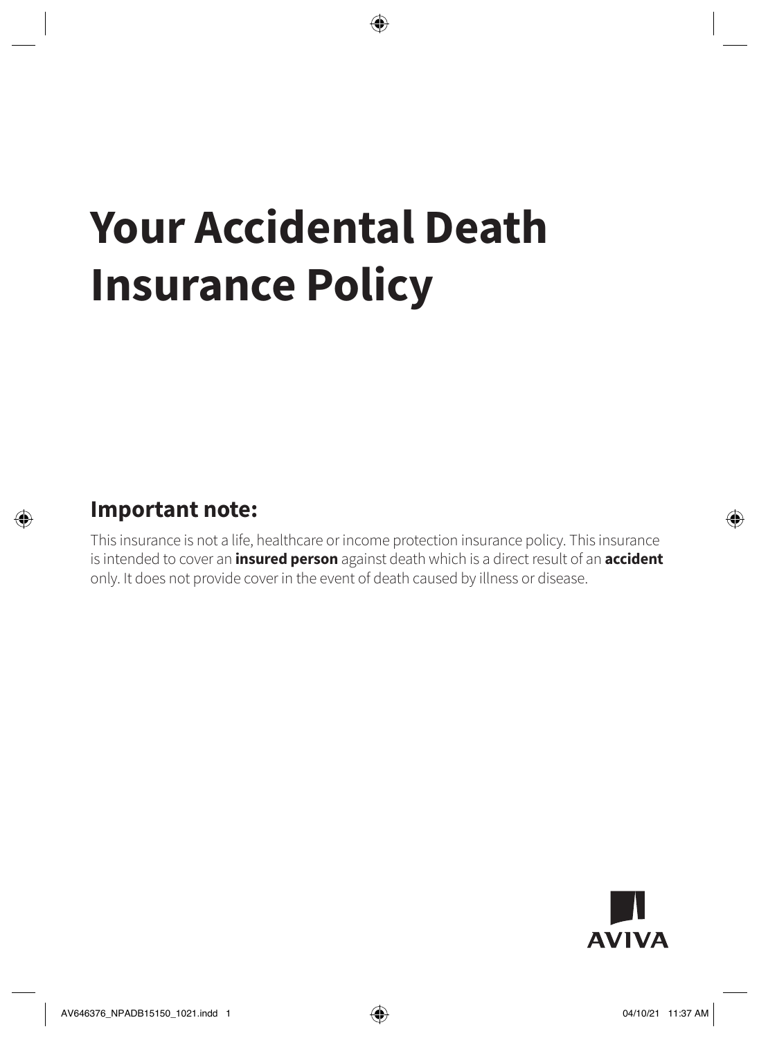# Your Accidental Death Insurance Policy

## Important note:

This insurance is not a life, healthcare or income protection insurance policy. This insurance is intended to cover an **insured person** against death which is a direct result of an **accident** only. It does not provide cover in the event of death caused by illness or disease.

AVIVA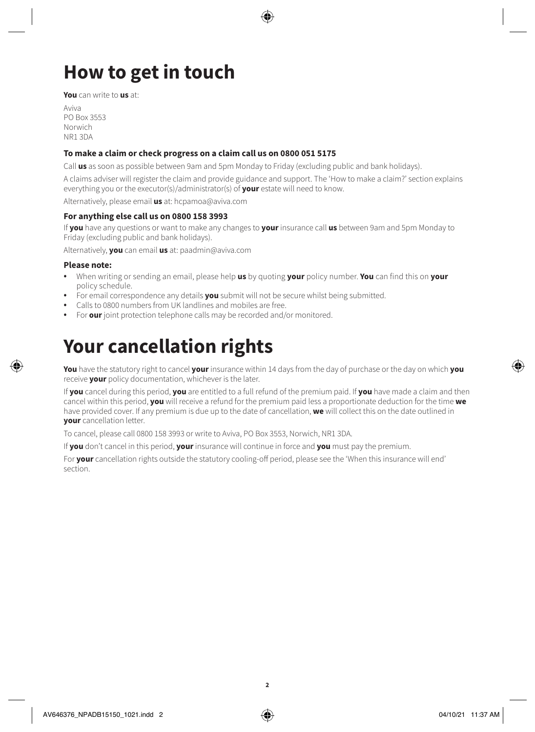# How to get in touch

**You** can write to **us** at:

Aviva
PO Box 3553
Norwich
NR1 3DA

### To make a claim or check progress on a claim call us on 0800 051 5175

Call **us** as soon as possible between 9am and 5pm Monday to Friday (excluding public and bank holidays).

A claims adviser will register the claim and provide guidance and support. The 'How to make a claim?' section explains everything you or the executor(s)/administrator(s) of **your** estate will need to know.

Alternatively, please email **us** at: hcpamoa@aviva.com

### For anything else call us on 0800 158 3993

If **you** have any questions or want to make any changes to **your** insurance call **us** between 9am and 5pm Monday to Friday (excluding public and bank holidays).

Alternatively, **you** can email **us** at: paadmin@aviva.com

### Please note:

- When writing or sending an email, please help **us** by quoting **your** policy number. **You** can find this on **your** policy schedule.
- For email correspondence any details **you** submit will not be secure whilst being submitted.
- Calls to 0800 numbers from UK landlines and mobiles are free.
- For **our** joint protection telephone calls may be recorded and/or monitored.

# Your cancellation rights

**You** have the statutory right to cancel **your** insurance within 14 days from the day of purchase or the day on which **you** receive **your** policy documentation, whichever is the later.

If **you** cancel during this period, **you** are entitled to a full refund of the premium paid. If **you** have made a claim and then cancel within this period, **you** will receive a refund for the premium paid less a proportionate deduction for the time **we** have provided cover. If any premium is due up to the date of cancellation, **we** will collect this on the date outlined in **your** cancellation letter.

To cancel, please call 0800 158 3993 or write to Aviva, PO Box 3553, Norwich, NR1 3DA.

If **you** don't cancel in this period, **your** insurance will continue in force and **you** must pay the premium.

For **your** cancellation rights outside the statutory cooling-off period, please see the 'When this insurance will end' section.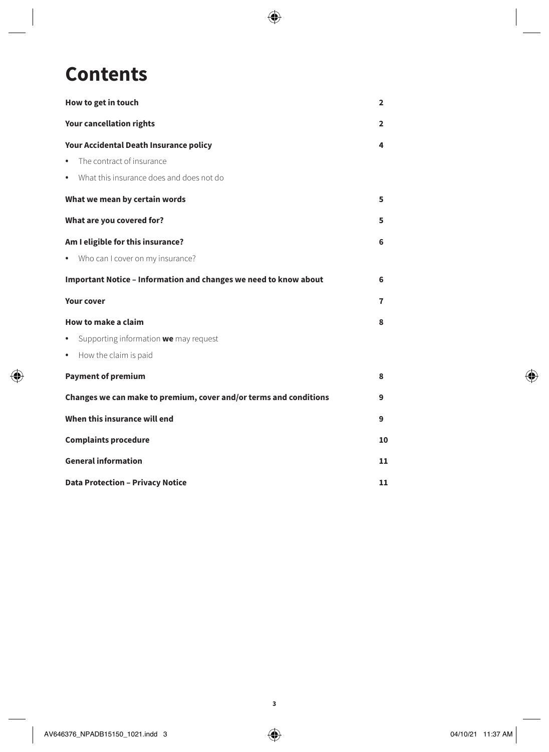# Contents

| | |
|---|---|
| **How to get in touch** | **2** |
| **Your cancellation rights** | **2** |
| **Your Accidental Death Insurance policy** | **4** |
| • The contract of insurance | |
| • What this insurance does and does not do | |
| **What we mean by certain words** | **5** |
| **What are you covered for?** | **5** |
| **Am I eligible for this insurance?** | **6** |
| • Who can I cover on my insurance? | |
| **Important Notice – Information and changes we need to know about** | **6** |
| **Your cover** | **7** |
| **How to make a claim** | **8** |
| • Supporting information **we** may request | |
| • How the claim is paid | |
| **Payment of premium** | **8** |
| **Changes we can make to premium, cover and/or terms and conditions** | **9** |
| **When this insurance will end** | **9** |
| **Complaints procedure** | **10** |
| **General information** | **11** |
| **Data Protection – Privacy Notice** | **11** |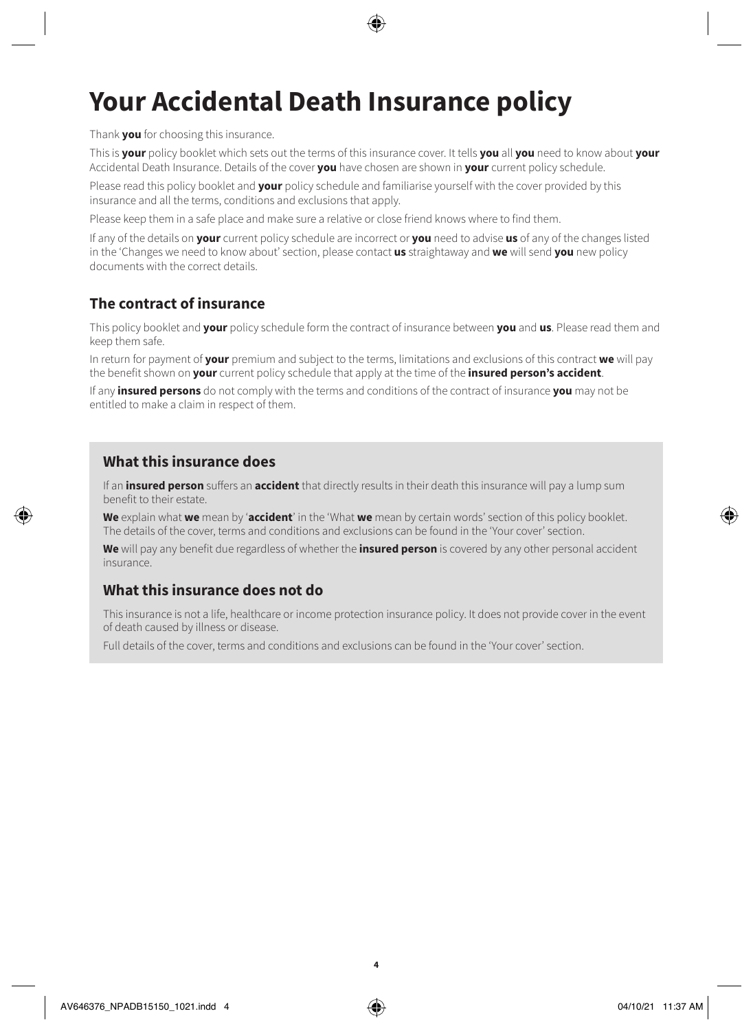# Your Accidental Death Insurance policy

Thank **you** for choosing this insurance.

This is **your** policy booklet which sets out the terms of this insurance cover. It tells **you** all **you** need to know about **your** Accidental Death Insurance. Details of the cover **you** have chosen are shown in **your** current policy schedule.

Please read this policy booklet and **your** policy schedule and familiarise yourself with the cover provided by this insurance and all the terms, conditions and exclusions that apply.

Please keep them in a safe place and make sure a relative or close friend knows where to find them.

If any of the details on **your** current policy schedule are incorrect or **you** need to advise **us** of any of the changes listed in the 'Changes we need to know about' section, please contact **us** straightaway and **we** will send **you** new policy documents with the correct details.

## The contract of insurance

This policy booklet and **your** policy schedule form the contract of insurance between **you** and **us**. Please read them and keep them safe.

In return for payment of **your** premium and subject to the terms, limitations and exclusions of this contract **we** will pay the benefit shown on **your** current policy schedule that apply at the time of the **insured person's accident**.

If any **insured persons** do not comply with the terms and conditions of the contract of insurance **you** may not be entitled to make a claim in respect of them.

## What this insurance does

If an **insured person** suffers an **accident** that directly results in their death this insurance will pay a lump sum benefit to their estate.

**We** explain what **we** mean by '**accident**' in the 'What **we** mean by certain words' section of this policy booklet. The details of the cover, terms and conditions and exclusions can be found in the 'Your cover' section.

**We** will pay any benefit due regardless of whether the **insured person** is covered by any other personal accident insurance.

## What this insurance does not do

This insurance is not a life, healthcare or income protection insurance policy. It does not provide cover in the event of death caused by illness or disease.

Full details of the cover, terms and conditions and exclusions can be found in the 'Your cover' section.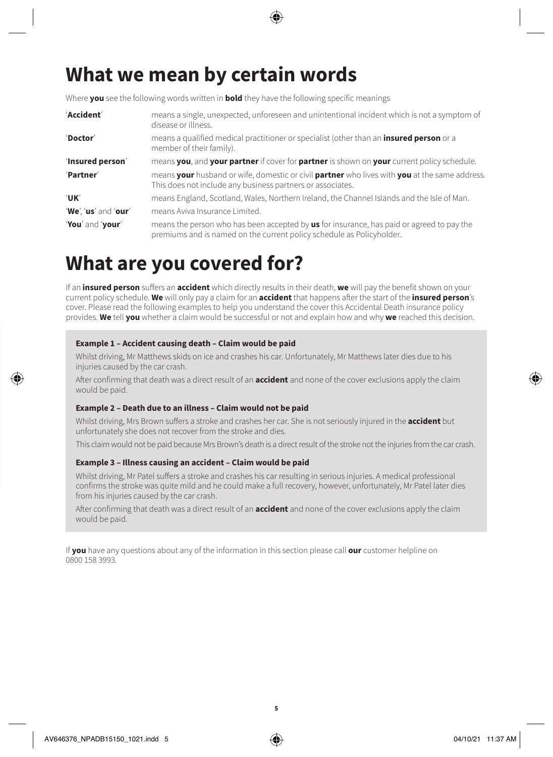# What we mean by certain words

Where **you** see the following words written in **bold** they have the following specific meanings

| | |
|---|---|
| '**Accident**' | means a single, unexpected, unforeseen and unintentional incident which is not a symptom of disease or illness. |
| '**Doctor**' | means a qualified medical practitioner or specialist (other than an **insured person** or a member of their family). |
| '**Insured person**' | means **you**, and **your partner** if cover for **partner** is shown on **your** current policy schedule. |
| '**Partner**' | means **your** husband or wife, domestic or civil **partner** who lives with **you** at the same address. This does not include any business partners or associates. |
| '**UK**' | means England, Scotland, Wales, Northern Ireland, the Channel Islands and the Isle of Man. |
| '**We**', '**us**' and '**our**' | means Aviva Insurance Limited. |
| '**You**' and '**your**' | means the person who has been accepted by **us** for insurance, has paid or agreed to pay the premiums and is named on the current policy schedule as Policyholder. |

# What are you covered for?

If an **insured person** suffers an **accident** which directly results in their death, **we** will pay the benefit shown on your current policy schedule. **We** will only pay a claim for an **accident** that happens after the start of the **insured person**'s cover. Please read the following examples to help you understand the cover this Accidental Death insurance policy provides. **We** tell **you** whether a claim would be successful or not and explain how and why **we** reached this decision.

**Example 1 – Accident causing death – Claim would be paid**

Whilst driving, Mr Matthews skids on ice and crashes his car. Unfortunately, Mr Matthews later dies due to his injuries caused by the car crash.

After confirming that death was a direct result of an **accident** and none of the cover exclusions apply the claim would be paid.

**Example 2 – Death due to an illness – Claim would not be paid**

Whilst driving, Mrs Brown suffers a stroke and crashes her car. She is not seriously injured in the **accident** but unfortunately she does not recover from the stroke and dies.

This claim would not be paid because Mrs Brown's death is a direct result of the stroke not the injuries from the car crash.

**Example 3 – Illness causing an accident – Claim would be paid**

Whilst driving, Mr Patel suffers a stroke and crashes his car resulting in serious injuries. A medical professional confirms the stroke was quite mild and he could make a full recovery, however, unfortunately, Mr Patel later dies from his injuries caused by the car crash.

After confirming that death was a direct result of an **accident** and none of the cover exclusions apply the claim would be paid.

If **you** have any questions about any of the information in this section please call **our** customer helpline on 0800 158 3993.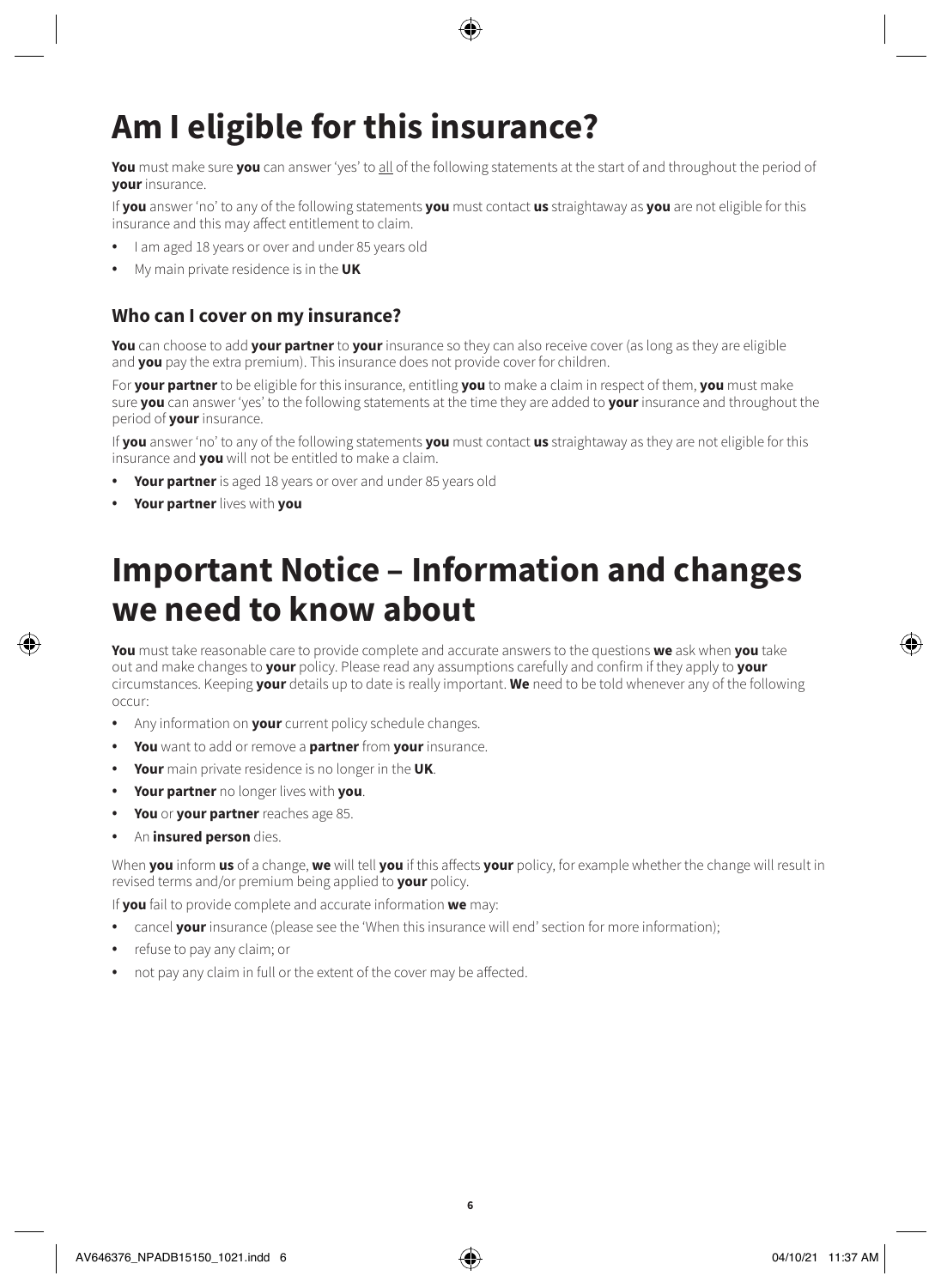# Am I eligible for this insurance?

**You** must make sure **you** can answer 'yes' to all of the following statements at the start of and throughout the period of **your** insurance.

If **you** answer 'no' to any of the following statements **you** must contact **us** straightaway as **you** are not eligible for this insurance and this may affect entitlement to claim.

- I am aged 18 years or over and under 85 years old
- My main private residence is in the **UK**

## Who can I cover on my insurance?

**You** can choose to add **your partner** to **your** insurance so they can also receive cover (as long as they are eligible and **you** pay the extra premium). This insurance does not provide cover for children.

For **your partner** to be eligible for this insurance, entitling **you** to make a claim in respect of them, **you** must make sure **you** can answer 'yes' to the following statements at the time they are added to **your** insurance and throughout the period of **your** insurance.

If **you** answer 'no' to any of the following statements **you** must contact **us** straightaway as they are not eligible for this insurance and **you** will not be entitled to make a claim.

- **Your partner** is aged 18 years or over and under 85 years old
- **Your partner** lives with **you**

# Important Notice – Information and changes we need to know about

**You** must take reasonable care to provide complete and accurate answers to the questions **we** ask when **you** take out and make changes to **your** policy. Please read any assumptions carefully and confirm if they apply to **your** circumstances. Keeping **your** details up to date is really important. **We** need to be told whenever any of the following occur:

- Any information on **your** current policy schedule changes.
- **You** want to add or remove a **partner** from **your** insurance.
- **Your** main private residence is no longer in the **UK**.
- **Your partner** no longer lives with **you**.
- **You** or **your partner** reaches age 85.
- An **insured person** dies.

When **you** inform **us** of a change, **we** will tell **you** if this affects **your** policy, for example whether the change will result in revised terms and/or premium being applied to **your** policy.

If **you** fail to provide complete and accurate information **we** may:

- cancel **your** insurance (please see the 'When this insurance will end' section for more information);
- refuse to pay any claim; or
- not pay any claim in full or the extent of the cover may be affected.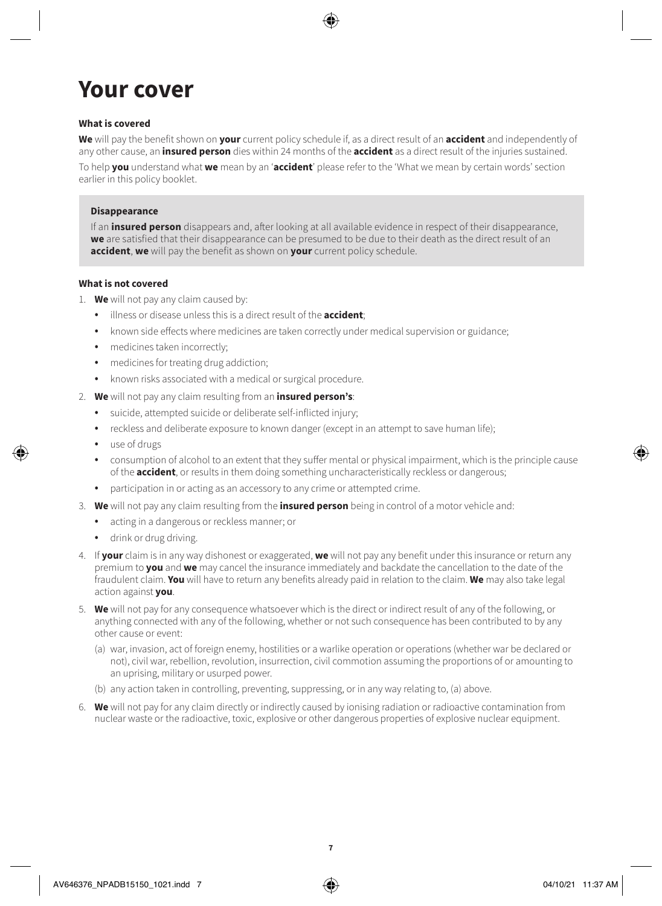# Your cover

**What is covered**

**We** will pay the benefit shown on **your** current policy schedule if, as a direct result of an **accident** and independently of any other cause, an **insured person** dies within 24 months of the **accident** as a direct result of the injuries sustained.

To help **you** understand what **we** mean by an '**accident**' please refer to the 'What we mean by certain words' section earlier in this policy booklet.

**Disappearance**

If an **insured person** disappears and, after looking at all available evidence in respect of their disappearance, **we** are satisfied that their disappearance can be presumed to be due to their death as the direct result of an **accident**, **we** will pay the benefit as shown on **your** current policy schedule.

**What is not covered**

1. **We** will not pay any claim caused by:
   - illness or disease unless this is a direct result of the **accident**;
   - known side effects where medicines are taken correctly under medical supervision or guidance;
   - medicines taken incorrectly;
   - medicines for treating drug addiction;
   - known risks associated with a medical or surgical procedure.
2. **We** will not pay any claim resulting from an **insured person's**:
   - suicide, attempted suicide or deliberate self-inflicted injury;
   - reckless and deliberate exposure to known danger (except in an attempt to save human life);
   - use of drugs
   - consumption of alcohol to an extent that they suffer mental or physical impairment, which is the principle cause of the **accident**, or results in them doing something uncharacteristically reckless or dangerous;
   - participation in or acting as an accessory to any crime or attempted crime.
3. **We** will not pay any claim resulting from the **insured person** being in control of a motor vehicle and:
   - acting in a dangerous or reckless manner; or
   - drink or drug driving.
4. If **your** claim is in any way dishonest or exaggerated, **we** will not pay any benefit under this insurance or return any premium to **you** and **we** may cancel the insurance immediately and backdate the cancellation to the date of the fraudulent claim. **You** will have to return any benefits already paid in relation to the claim. **We** may also take legal action against **you**.
5. **We** will not pay for any consequence whatsoever which is the direct or indirect result of any of the following, or anything connected with any of the following, whether or not such consequence has been contributed to by any other cause or event:
   (a) war, invasion, act of foreign enemy, hostilities or a warlike operation or operations (whether war be declared or not), civil war, rebellion, revolution, insurrection, civil commotion assuming the proportions of or amounting to an uprising, military or usurped power.
   (b) any action taken in controlling, preventing, suppressing, or in any way relating to, (a) above.
6. **We** will not pay for any claim directly or indirectly caused by ionising radiation or radioactive contamination from nuclear waste or the radioactive, toxic, explosive or other dangerous properties of explosive nuclear equipment.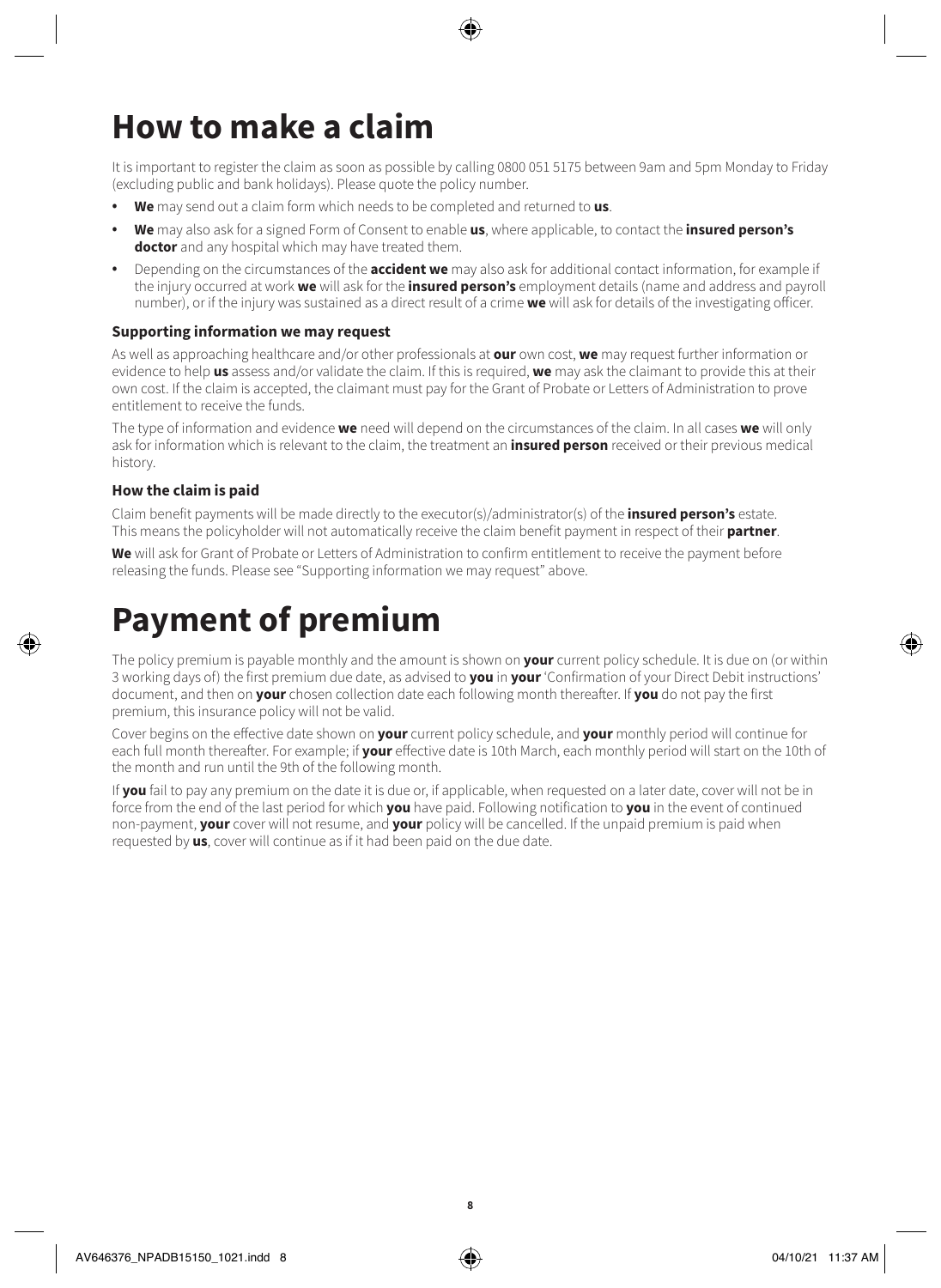# How to make a claim

It is important to register the claim as soon as possible by calling 0800 051 5175 between 9am and 5pm Monday to Friday (excluding public and bank holidays). Please quote the policy number.

- **We** may send out a claim form which needs to be completed and returned to **us**.
- **We** may also ask for a signed Form of Consent to enable **us**, where applicable, to contact the **insured person's doctor** and any hospital which may have treated them.
- Depending on the circumstances of the **accident we** may also ask for additional contact information, for example if the injury occurred at work **we** will ask for the **insured person's** employment details (name and address and payroll number), or if the injury was sustained as a direct result of a crime **we** will ask for details of the investigating officer.

### Supporting information we may request

As well as approaching healthcare and/or other professionals at **our** own cost, **we** may request further information or evidence to help **us** assess and/or validate the claim. If this is required, **we** may ask the claimant to provide this at their own cost. If the claim is accepted, the claimant must pay for the Grant of Probate or Letters of Administration to prove entitlement to receive the funds.

The type of information and evidence **we** need will depend on the circumstances of the claim. In all cases **we** will only ask for information which is relevant to the claim, the treatment an **insured person** received or their previous medical history.

### How the claim is paid

Claim benefit payments will be made directly to the executor(s)/administrator(s) of the **insured person's** estate. This means the policyholder will not automatically receive the claim benefit payment in respect of their **partner**.

**We** will ask for Grant of Probate or Letters of Administration to confirm entitlement to receive the payment before releasing the funds. Please see "Supporting information we may request" above.

# Payment of premium

The policy premium is payable monthly and the amount is shown on **your** current policy schedule. It is due on (or within 3 working days of) the first premium due date, as advised to **you** in **your** 'Confirmation of your Direct Debit instructions' document, and then on **your** chosen collection date each following month thereafter. If **you** do not pay the first premium, this insurance policy will not be valid.

Cover begins on the effective date shown on **your** current policy schedule, and **your** monthly period will continue for each full month thereafter. For example; if **your** effective date is 10th March, each monthly period will start on the 10th of the month and run until the 9th of the following month.

If **you** fail to pay any premium on the date it is due or, if applicable, when requested on a later date, cover will not be in force from the end of the last period for which **you** have paid. Following notification to **you** in the event of continued non-payment, **your** cover will not resume, and **your** policy will be cancelled. If the unpaid premium is paid when requested by **us**, cover will continue as if it had been paid on the due date.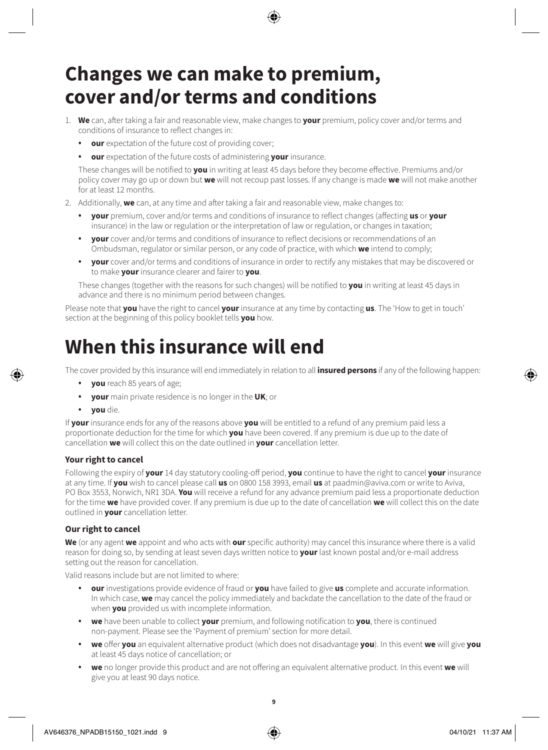# Changes we can make to premium, cover and/or terms and conditions

1. **We** can, after taking a fair and reasonable view, make changes to **your** premium, policy cover and/or terms and conditions of insurance to reflect changes in:
   - **our** expectation of the future cost of providing cover;
   - **our** expectation of the future costs of administering **your** insurance.

   These changes will be notified to **you** in writing at least 45 days before they become effective. Premiums and/or policy cover may go up or down but **we** will not recoup past losses. If any change is made **we** will not make another for at least 12 months.

2. Additionally, **we** can, at any time and after taking a fair and reasonable view, make changes to:
   - **your** premium, cover and/or terms and conditions of insurance to reflect changes (affecting **us** or **your** insurance) in the law or regulation or the interpretation of law or regulation, or changes in taxation;
   - **your** cover and/or terms and conditions of insurance to reflect decisions or recommendations of an Ombudsman, regulator or similar person, or any code of practice, with which **we** intend to comply;
   - **your** cover and/or terms and conditions of insurance in order to rectify any mistakes that may be discovered or to make **your** insurance clearer and fairer to **you**.

   These changes (together with the reasons for such changes) will be notified to **you** in writing at least 45 days in advance and there is no minimum period between changes.

Please note that **you** have the right to cancel **your** insurance at any time by contacting **us**. The 'How to get in touch' section at the beginning of this policy booklet tells **you** how.

# When this insurance will end

The cover provided by this insurance will end immediately in relation to all **insured persons** if any of the following happen:

- **you** reach 85 years of age;
- **your** main private residence is no longer in the **UK**; or
- **you** die.

If **your** insurance ends for any of the reasons above **you** will be entitled to a refund of any premium paid less a proportionate deduction for the time for which **you** have been covered. If any premium is due up to the date of cancellation **we** will collect this on the date outlined in **your** cancellation letter.

### Your right to cancel

Following the expiry of **your** 14 day statutory cooling-off period, **you** continue to have the right to cancel **your** insurance at any time. If **you** wish to cancel please call **us** on 0800 158 3993, email **us** at paadmin@aviva.com or write to Aviva, PO Box 3553, Norwich, NR1 3DA. **You** will receive a refund for any advance premium paid less a proportionate deduction for the time **we** have provided cover. If any premium is due up to the date of cancellation **we** will collect this on the date outlined in **your** cancellation letter.

### Our right to cancel

**We** (or any agent **we** appoint and who acts with **our** specific authority) may cancel this insurance where there is a valid reason for doing so, by sending at least seven days written notice to **your** last known postal and/or e-mail address setting out the reason for cancellation.

Valid reasons include but are not limited to where:

- **our** investigations provide evidence of fraud or **you** have failed to give **us** complete and accurate information. In which case, **we** may cancel the policy immediately and backdate the cancellation to the date of the fraud or when **you** provided us with incomplete information.
- **we** have been unable to collect **your** premium, and following notification to **you**, there is continued non-payment. Please see the 'Payment of premium' section for more detail.
- **we** offer **you** an equivalent alternative product (which does not disadvantage **you**). In this event **we** will give **you** at least 45 days notice of cancellation; or
- **we** no longer provide this product and are not offering an equivalent alternative product. In this event **we** will give you at least 90 days notice.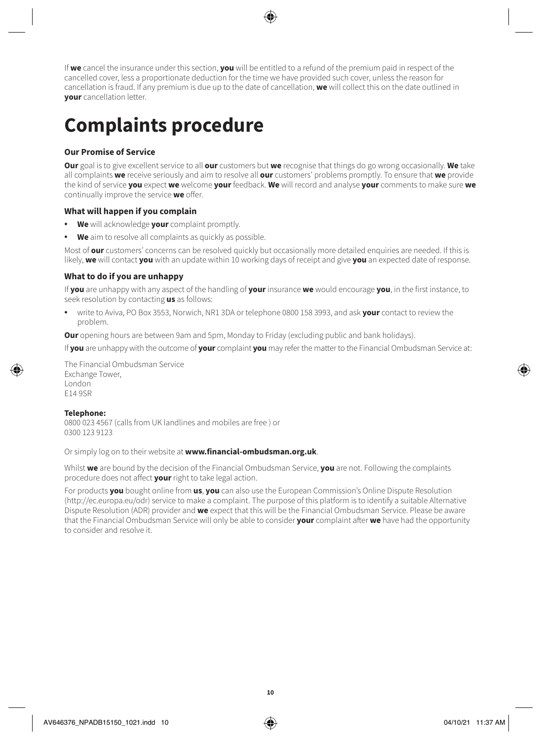If **we** cancel the insurance under this section, **you** will be entitled to a refund of the premium paid in respect of the cancelled cover, less a proportionate deduction for the time we have provided such cover, unless the reason for cancellation is fraud. If any premium is due up to the date of cancellation, **we** will collect this on the date outlined in **your** cancellation letter.

# Complaints procedure

### Our Promise of Service

**Our** goal is to give excellent service to all **our** customers but **we** recognise that things do go wrong occasionally. **We** take all complaints **we** receive seriously and aim to resolve all **our** customers' problems promptly. To ensure that **we** provide the kind of service **you** expect **we** welcome **your** feedback. **We** will record and analyse **your** comments to make sure **we** continually improve the service **we** offer.

### What will happen if you complain

- **We** will acknowledge **your** complaint promptly.
- **We** aim to resolve all complaints as quickly as possible.

Most of **our** customers' concerns can be resolved quickly but occasionally more detailed enquiries are needed. If this is likely, **we** will contact **you** with an update within 10 working days of receipt and give **you** an expected date of response.

### What to do if you are unhappy

If **you** are unhappy with any aspect of the handling of **your** insurance **we** would encourage **you**, in the first instance, to seek resolution by contacting **us** as follows:

- write to Aviva, PO Box 3553, Norwich, NR1 3DA or telephone 0800 158 3993, and ask **your** contact to review the problem.

**Our** opening hours are between 9am and 5pm, Monday to Friday (excluding public and bank holidays).

If **you** are unhappy with the outcome of **your** complaint **you** may refer the matter to the Financial Ombudsman Service at:

The Financial Ombudsman Service
Exchange Tower,
London
E14 9SR

**Telephone:**
0800 023 4567 (calls from UK landlines and mobiles are free ) or
0300 123 9123

Or simply log on to their website at **www.financial-ombudsman.org.uk**.

Whilst **we** are bound by the decision of the Financial Ombudsman Service, **you** are not. Following the complaints procedure does not affect **your** right to take legal action.

For products **you** bought online from **us**, **you** can also use the European Commission's Online Dispute Resolution (http://ec.europa.eu/odr) service to make a complaint. The purpose of this platform is to identify a suitable Alternative Dispute Resolution (ADR) provider and **we** expect that this will be the Financial Ombudsman Service. Please be aware that the Financial Ombudsman Service will only be able to consider **your** complaint after **we** have had the opportunity to consider and resolve it.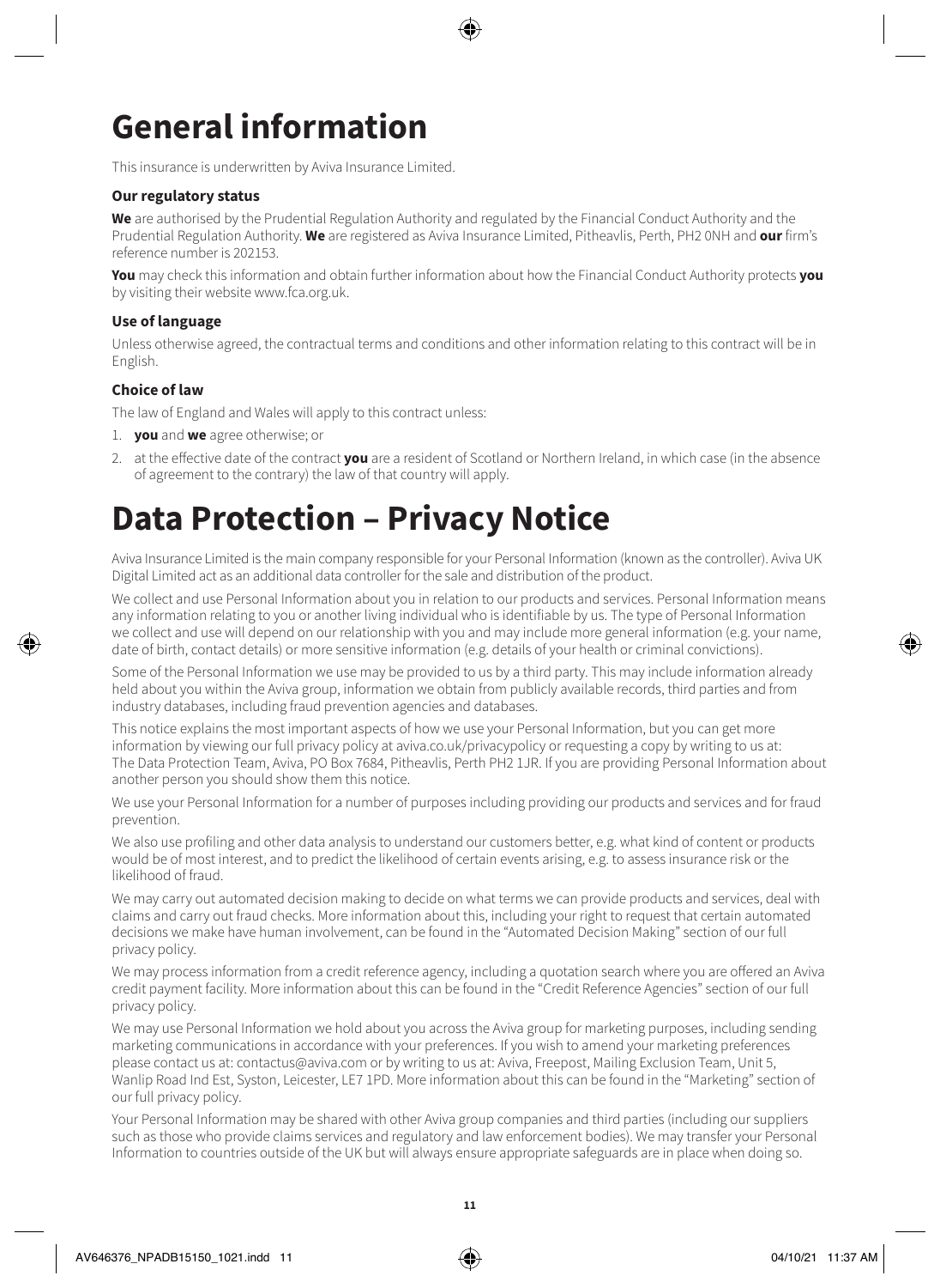# General information

This insurance is underwritten by Aviva Insurance Limited.

### Our regulatory status

**We** are authorised by the Prudential Regulation Authority and regulated by the Financial Conduct Authority and the Prudential Regulation Authority. **We** are registered as Aviva Insurance Limited, Pitheavlis, Perth, PH2 0NH and **our** firm's reference number is 202153.

**You** may check this information and obtain further information about how the Financial Conduct Authority protects **you** by visiting their website www.fca.org.uk.

### Use of language

Unless otherwise agreed, the contractual terms and conditions and other information relating to this contract will be in English.

### Choice of law

The law of England and Wales will apply to this contract unless:

1. **you** and **we** agree otherwise; or
2. at the effective date of the contract **you** are a resident of Scotland or Northern Ireland, in which case (in the absence of agreement to the contrary) the law of that country will apply.

# Data Protection – Privacy Notice

Aviva Insurance Limited is the main company responsible for your Personal Information (known as the controller). Aviva UK Digital Limited act as an additional data controller for the sale and distribution of the product.

We collect and use Personal Information about you in relation to our products and services. Personal Information means any information relating to you or another living individual who is identifiable by us. The type of Personal Information we collect and use will depend on our relationship with you and may include more general information (e.g. your name, date of birth, contact details) or more sensitive information (e.g. details of your health or criminal convictions).

Some of the Personal Information we use may be provided to us by a third party. This may include information already held about you within the Aviva group, information we obtain from publicly available records, third parties and from industry databases, including fraud prevention agencies and databases.

This notice explains the most important aspects of how we use your Personal Information, but you can get more information by viewing our full privacy policy at aviva.co.uk/privacypolicy or requesting a copy by writing to us at: The Data Protection Team, Aviva, PO Box 7684, Pitheavlis, Perth PH2 1JR. If you are providing Personal Information about another person you should show them this notice.

We use your Personal Information for a number of purposes including providing our products and services and for fraud prevention.

We also use profiling and other data analysis to understand our customers better, e.g. what kind of content or products would be of most interest, and to predict the likelihood of certain events arising, e.g. to assess insurance risk or the likelihood of fraud.

We may carry out automated decision making to decide on what terms we can provide products and services, deal with claims and carry out fraud checks. More information about this, including your right to request that certain automated decisions we make have human involvement, can be found in the "Automated Decision Making" section of our full privacy policy.

We may process information from a credit reference agency, including a quotation search where you are offered an Aviva credit payment facility. More information about this can be found in the "Credit Reference Agencies" section of our full privacy policy.

We may use Personal Information we hold about you across the Aviva group for marketing purposes, including sending marketing communications in accordance with your preferences. If you wish to amend your marketing preferences please contact us at: contactus@aviva.com or by writing to us at: Aviva, Freepost, Mailing Exclusion Team, Unit 5, Wanlip Road Ind Est, Syston, Leicester, LE7 1PD. More information about this can be found in the "Marketing" section of our full privacy policy.

Your Personal Information may be shared with other Aviva group companies and third parties (including our suppliers such as those who provide claims services and regulatory and law enforcement bodies). We may transfer your Personal Information to countries outside of the UK but will always ensure appropriate safeguards are in place when doing so.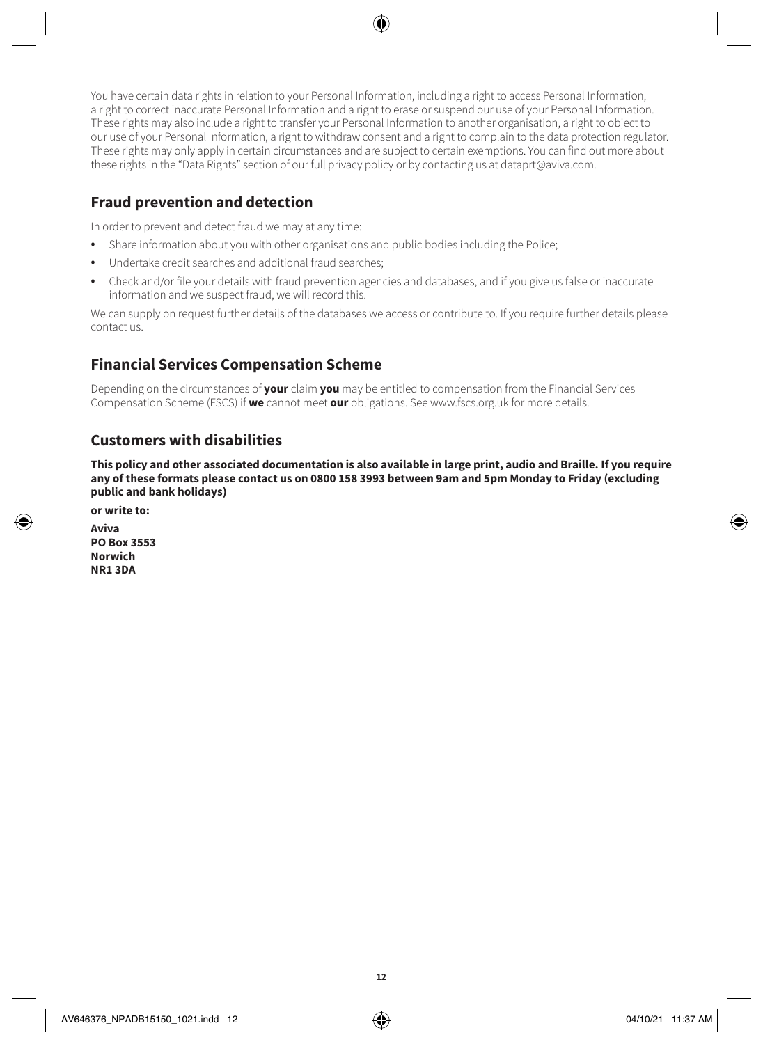You have certain data rights in relation to your Personal Information, including a right to access Personal Information, a right to correct inaccurate Personal Information and a right to erase or suspend our use of your Personal Information. These rights may also include a right to transfer your Personal Information to another organisation, a right to object to our use of your Personal Information, a right to withdraw consent and a right to complain to the data protection regulator. These rights may only apply in certain circumstances and are subject to certain exemptions. You can find out more about these rights in the "Data Rights" section of our full privacy policy or by contacting us at dataprt@aviva.com.

## Fraud prevention and detection

In order to prevent and detect fraud we may at any time:

- Share information about you with other organisations and public bodies including the Police;
- Undertake credit searches and additional fraud searches;
- Check and/or file your details with fraud prevention agencies and databases, and if you give us false or inaccurate information and we suspect fraud, we will record this.

We can supply on request further details of the databases we access or contribute to. If you require further details please contact us.

## Financial Services Compensation Scheme

Depending on the circumstances of **your** claim **you** may be entitled to compensation from the Financial Services Compensation Scheme (FSCS) if **we** cannot meet **our** obligations. See www.fscs.org.uk for more details.

## Customers with disabilities

**This policy and other associated documentation is also available in large print, audio and Braille. If you require any of these formats please contact us on 0800 158 3993 between 9am and 5pm Monday to Friday (excluding public and bank holidays)**

**or write to:**

**Aviva**
**PO Box 3553**
**Norwich**
**NR1 3DA**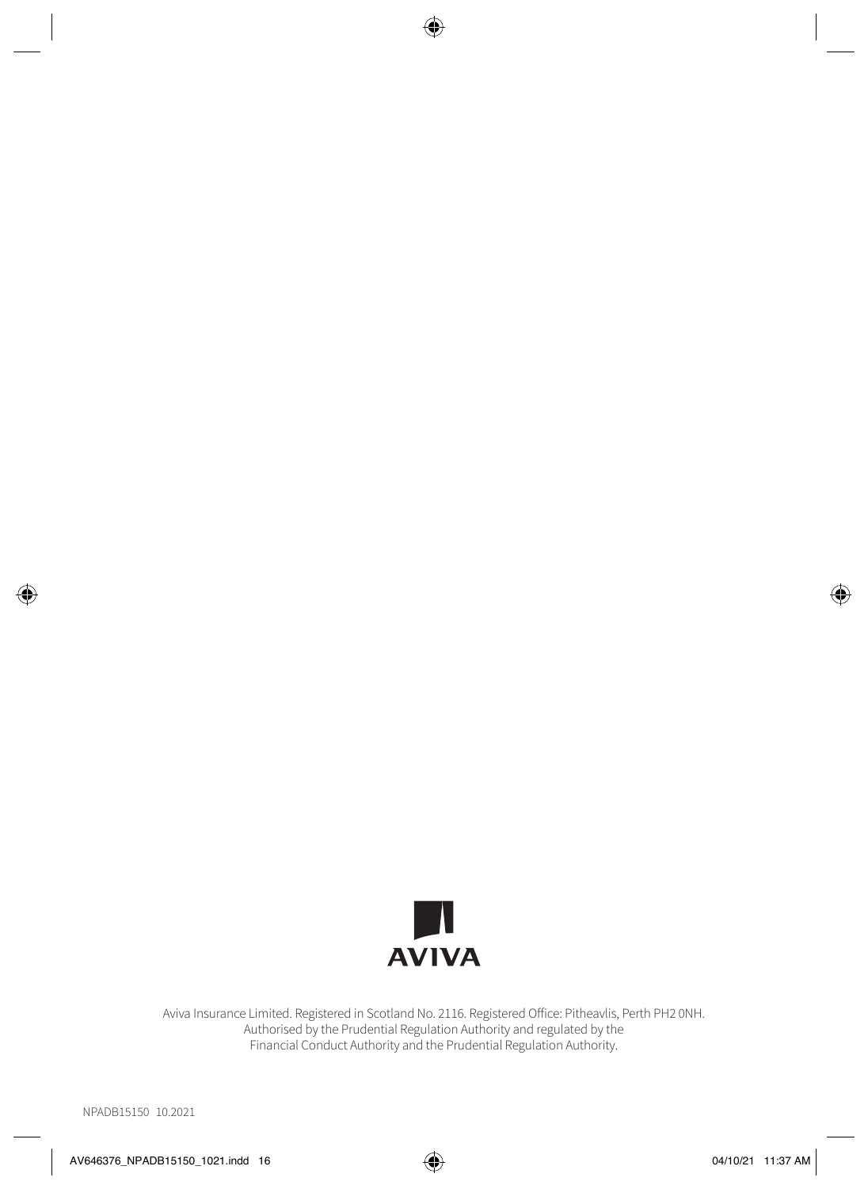AVIVA

Aviva Insurance Limited. Registered in Scotland No. 2116. Registered Office: Pitheavlis, Perth PH2 0NH.
Authorised by the Prudential Regulation Authority and regulated by the
Financial Conduct Authority and the Prudential Regulation Authority.

NPADB15150 10.2021